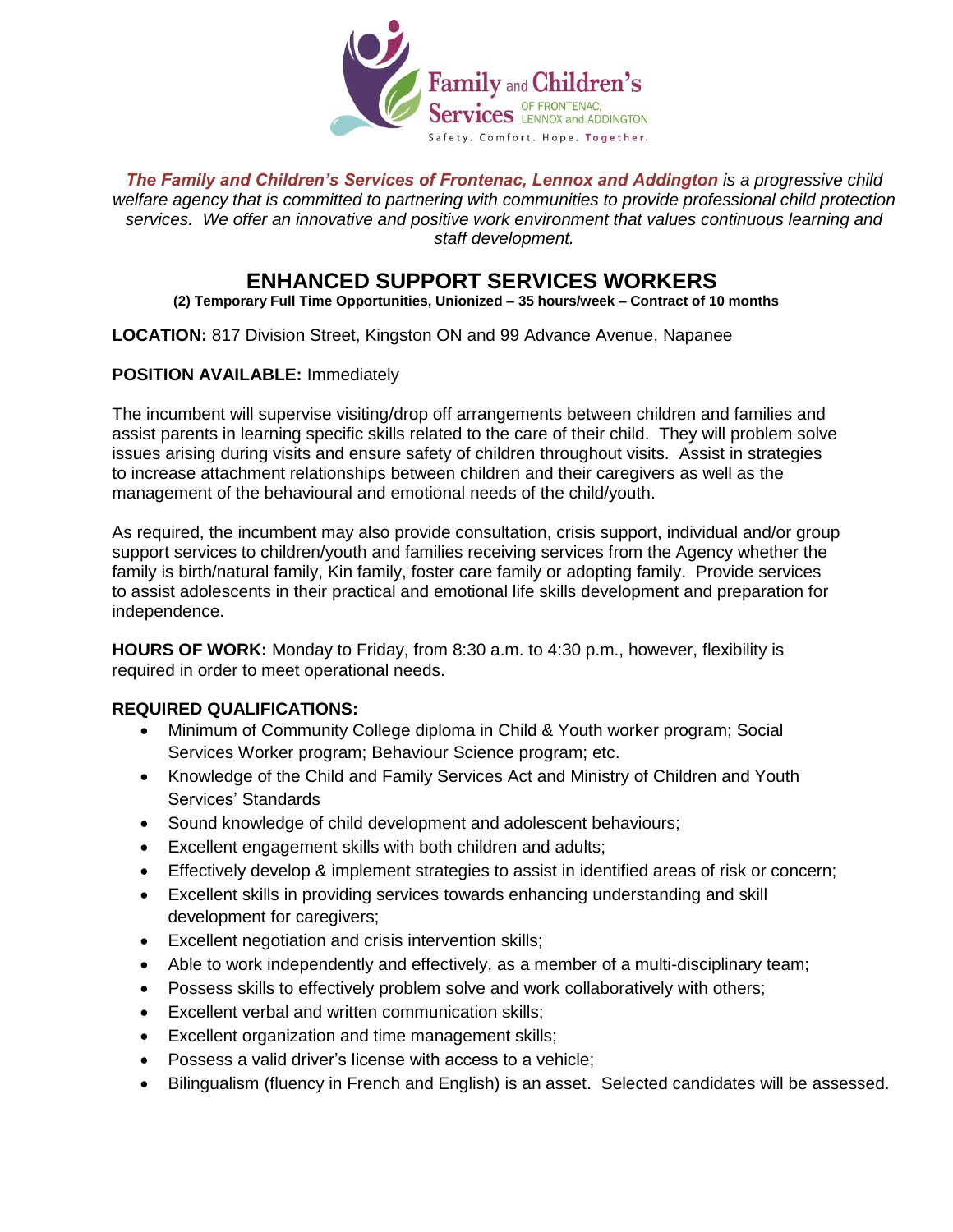Family and Children's Services OF FRONTENAC, LENNOX and ADDINGTON

Safety. Comfort. Hope. Together.

*__The Family and Children's Services of Frontenac, Lennox and Addington__ is a progressive child welfare agency that is committed to partnering with communities to provide professional child protection services. We offer an innovative and positive work environment that values continuous learning and staff development.*

# ENHANCED SUPPORT SERVICES WORKERS

**(2) Temporary Full Time Opportunities, Unionized – 35 hours/week – Contract of 10 months**

**LOCATION:** 817 Division Street, Kingston ON and 99 Advance Avenue, Napanee

**POSITION AVAILABLE:** Immediately

The incumbent will supervise visiting/drop off arrangements between children and families and assist parents in learning specific skills related to the care of their child. They will problem solve issues arising during visits and ensure safety of children throughout visits. Assist in strategies to increase attachment relationships between children and their caregivers as well as the management of the behavioural and emotional needs of the child/youth.

As required, the incumbent may also provide consultation, crisis support, individual and/or group support services to children/youth and families receiving services from the Agency whether the family is birth/natural family, Kin family, foster care family or adopting family. Provide services to assist adolescents in their practical and emotional life skills development and preparation for independence.

**HOURS OF WORK:** Monday to Friday, from 8:30 a.m. to 4:30 p.m., however, flexibility is required in order to meet operational needs.

**REQUIRED QUALIFICATIONS:**

- Minimum of Community College diploma in Child & Youth worker program; Social Services Worker program; Behaviour Science program; etc.
- Knowledge of the Child and Family Services Act and Ministry of Children and Youth Services' Standards
- Sound knowledge of child development and adolescent behaviours;
- Excellent engagement skills with both children and adults;
- Effectively develop & implement strategies to assist in identified areas of risk or concern;
- Excellent skills in providing services towards enhancing understanding and skill development for caregivers;
- Excellent negotiation and crisis intervention skills;
- Able to work independently and effectively, as a member of a multi-disciplinary team;
- Possess skills to effectively problem solve and work collaboratively with others;
- Excellent verbal and written communication skills;
- Excellent organization and time management skills;
- Possess a valid driver's license with access to a vehicle;
- Bilingualism (fluency in French and English) is an asset. Selected candidates will be assessed.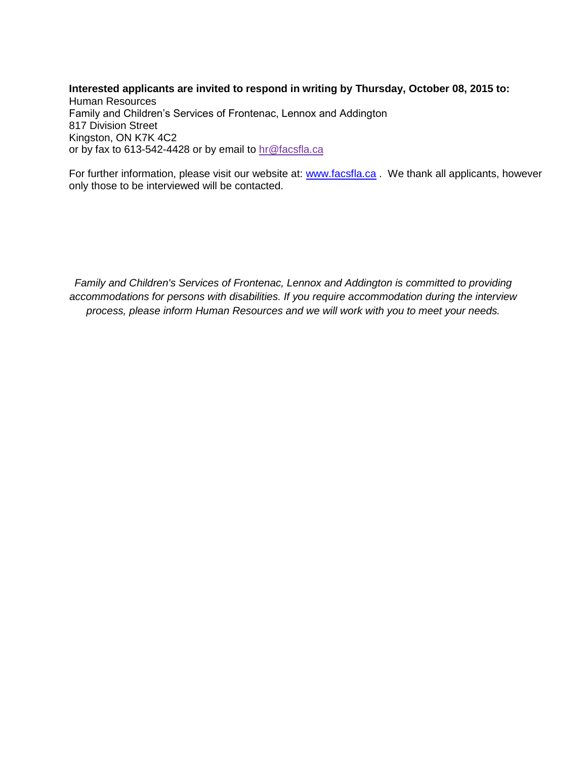**Interested applicants are invited to respond in writing by Thursday, October 08, 2015 to:**
Human Resources
Family and Children's Services of Frontenac, Lennox and Addington
817 Division Street
Kingston, ON K7K 4C2
or by fax to 613-542-4428 or by email to hr@facsfla.ca

For further information, please visit our website at: www.facsfla.ca . We thank all applicants, however only those to be interviewed will be contacted.

*Family and Children's Services of Frontenac, Lennox and Addington is committed to providing accommodations for persons with disabilities. If you require accommodation during the interview process, please inform Human Resources and we will work with you to meet your needs.*